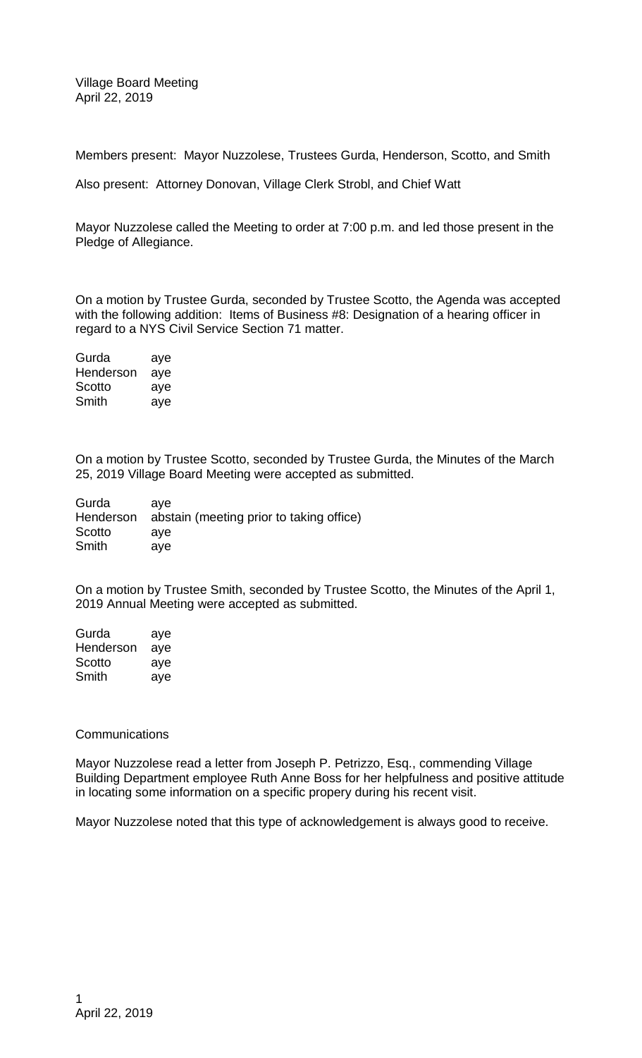Village Board Meeting
April 22, 2019

Members present: Mayor Nuzzolese, Trustees Gurda, Henderson, Scotto, and Smith

Also present: Attorney Donovan, Village Clerk Strobl, and Chief Watt

Mayor Nuzzolese called the Meeting to order at 7:00 p.m. and led those present in the Pledge of Allegiance.

On a motion by Trustee Gurda, seconded by Trustee Scotto, the Agenda was accepted with the following addition: Items of Business #8: Designation of a hearing officer in regard to a NYS Civil Service Section 71 matter.

| | |
|---|---|
| Gurda | aye |
| Henderson | aye |
| Scotto | aye |
| Smith | aye |

On a motion by Trustee Scotto, seconded by Trustee Gurda, the Minutes of the March 25, 2019 Village Board Meeting were accepted as submitted.

| | |
|---|---|
| Gurda | aye |
| Henderson | abstain (meeting prior to taking office) |
| Scotto | aye |
| Smith | aye |

On a motion by Trustee Smith, seconded by Trustee Scotto, the Minutes of the April 1, 2019 Annual Meeting were accepted as submitted.

| | |
|---|---|
| Gurda | aye |
| Henderson | aye |
| Scotto | aye |
| Smith | aye |

Communications

Mayor Nuzzolese read a letter from Joseph P. Petrizzo, Esq., commending Village Building Department employee Ruth Anne Boss for her helpfulness and positive attitude in locating some information on a specific propery during his recent visit.

Mayor Nuzzolese noted that this type of acknowledgement is always good to receive.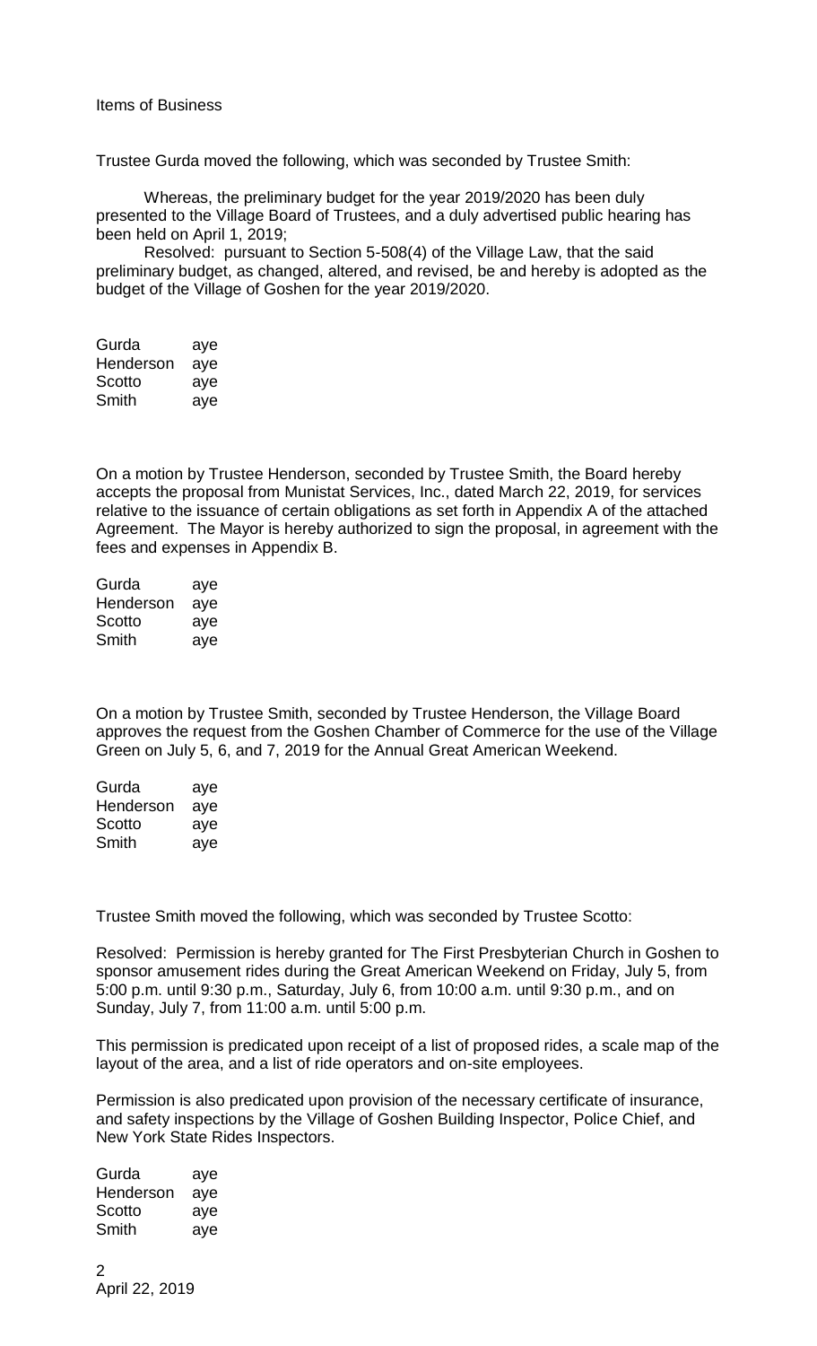Items of Business

Trustee Gurda moved the following, which was seconded by Trustee Smith:

Whereas, the preliminary budget for the year 2019/2020 has been duly presented to the Village Board of Trustees, and a duly advertised public hearing has been held on April 1, 2019;

Resolved: pursuant to Section 5-508(4) of the Village Law, that the said preliminary budget, as changed, altered, and revised, be and hereby is adopted as the budget of the Village of Goshen for the year 2019/2020.

| | |
|---|---|
| Gurda | aye |
| Henderson | aye |
| Scotto | aye |
| Smith | aye |

On a motion by Trustee Henderson, seconded by Trustee Smith, the Board hereby accepts the proposal from Munistat Services, Inc., dated March 22, 2019, for services relative to the issuance of certain obligations as set forth in Appendix A of the attached Agreement. The Mayor is hereby authorized to sign the proposal, in agreement with the fees and expenses in Appendix B.

| | |
|---|---|
| Gurda | aye |
| Henderson | aye |
| Scotto | aye |
| Smith | aye |

On a motion by Trustee Smith, seconded by Trustee Henderson, the Village Board approves the request from the Goshen Chamber of Commerce for the use of the Village Green on July 5, 6, and 7, 2019 for the Annual Great American Weekend.

| | |
|---|---|
| Gurda | aye |
| Henderson | aye |
| Scotto | aye |
| Smith | aye |

Trustee Smith moved the following, which was seconded by Trustee Scotto:

Resolved: Permission is hereby granted for The First Presbyterian Church in Goshen to sponsor amusement rides during the Great American Weekend on Friday, July 5, from 5:00 p.m. until 9:30 p.m., Saturday, July 6, from 10:00 a.m. until 9:30 p.m., and on Sunday, July 7, from 11:00 a.m. until 5:00 p.m.

This permission is predicated upon receipt of a list of proposed rides, a scale map of the layout of the area, and a list of ride operators and on-site employees.

Permission is also predicated upon provision of the necessary certificate of insurance, and safety inspections by the Village of Goshen Building Inspector, Police Chief, and New York State Rides Inspectors.

| | |
|---|---|
| Gurda | aye |
| Henderson | aye |
| Scotto | aye |
| Smith | aye |

April 22, 2019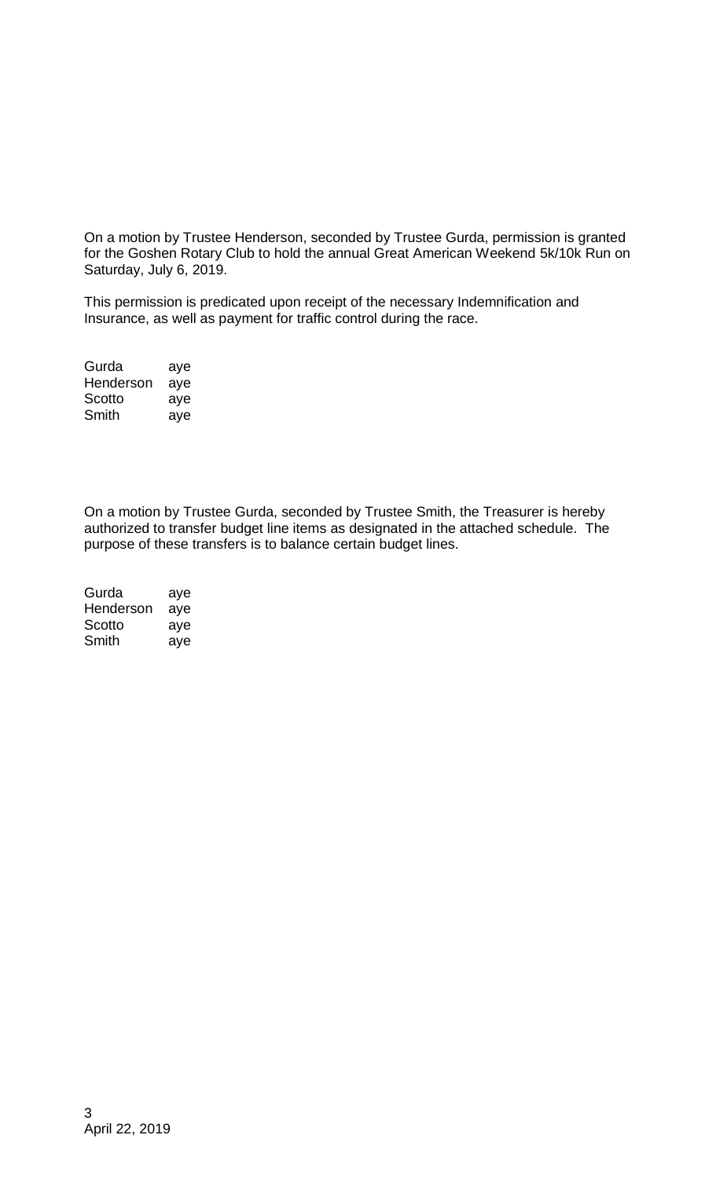On a motion by Trustee Henderson, seconded by Trustee Gurda, permission is granted for the Goshen Rotary Club to hold the annual Great American Weekend 5k/10k Run on Saturday, July 6, 2019.

This permission is predicated upon receipt of the necessary Indemnification and Insurance, as well as payment for traffic control during the race.

| | |
|---|---|
| Gurda | aye |
| Henderson | aye |
| Scotto | aye |
| Smith | aye |

On a motion by Trustee Gurda, seconded by Trustee Smith, the Treasurer is hereby authorized to transfer budget line items as designated in the attached schedule. The purpose of these transfers is to balance certain budget lines.

| | |
|---|---|
| Gurda | aye |
| Henderson | aye |
| Scotto | aye |
| Smith | aye |

April 22, 2019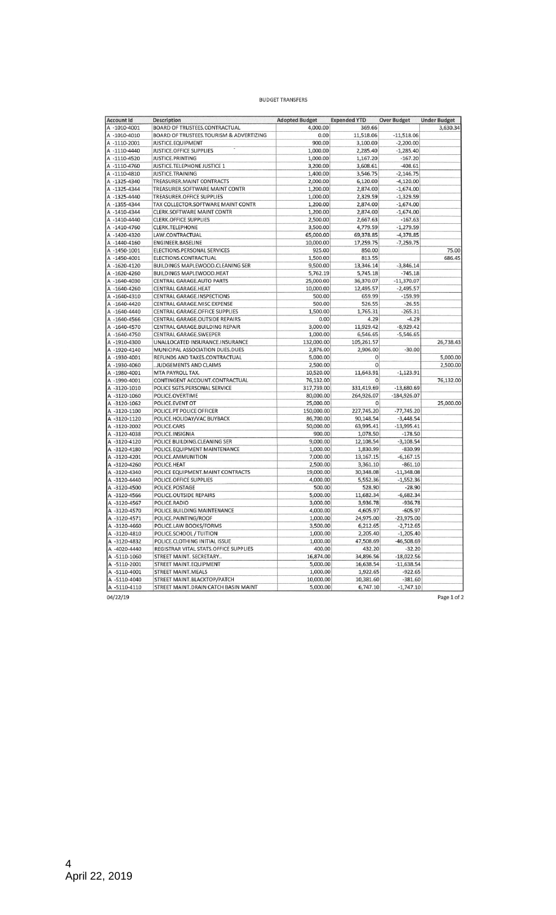# BUDGET TRANSFERS

| Account Id | Description | Adopted Budget | Expended YTD | Over Budget | Under Budget |
|---|---|---|---|---|---|
| A -1010-4001 | BOARD OF TRUSTEES.CONTRACTUAL | 4,000.00 | 369.66 | | 3,630.34 |
| A -1010-4010 | BOARD OF TRUSTEES.TOURISM & ADVERTIZING | 0.00 | 11,518.06 | -11,518.06 | |
| A -1110-2001 | JUSTICE.EQUIPMENT | 900.00 | 3,100.00 | -2,200.00 | |
| A -1110-4440 | JUSTICE.OFFICE SUPPLIES | 1,000.00 | 2,285.40 | -1,285.40 | |
| A -1110-4520 | JUSTICE.PRINTING | 1,000.00 | 1,167.20 | -167.20 | |
| A -1110-4760 | JUSTICE.TELEPHONE JUSTICE 1 | 3,200.00 | 3,608.61 | -408.61 | |
| A -1110-4810 | JUSTICE.TRAINING | 1,400.00 | 3,546.75 | -2,146.75 | |
| A -1325-4340 | TREASURER.MAINT CONTRACTS | 2,000.00 | 6,120.00 | -4,120.00 | |
| A -1325-4344 | TREASURER.SOFTWARE MAINT CONTR | 1,200.00 | 2,874.00 | -1,674.00 | |
| A -1325-4440 | TREASURER.OFFICE SUPPLIES | 1,000.00 | 2,329.59 | -1,329.59 | |
| A -1355-4344 | TAX COLLECTOR.SOFTWARE MAINT CONTR | 1,200.00 | 2,874.00 | -1,674.00 | |
| A -1410-4344 | CLERK.SOFTWARE MAINT CONTR | 1,200.00 | 2,874.00 | -1,674.00 | |
| A -1410-4440 | CLERK.OFFICE SUPPLIES | 2,500.00 | 2,667.63 | -167.63 | |
| A -1410-4760 | CLERK.TELEPHONE | 3,500.00 | 4,779.59 | -1,279.59 | |
| A -1420-4320 | LAW.CONTRACTUAL | 65,000.00 | 69,378.85 | -4,378.85 | |
| A -1440-4160 | ENGINEER.BASELINE | 10,000.00 | 17,259.75 | -7,259.75 | |
| A -1450-1001 | ELECTIONS.PERSONAL SERVICES | 925.00 | 850.00 | | 75.00 |
| A -1450-4001 | ELECTIONS.CONTRACTUAL | 1,500.00 | 813.55 | | 686.45 |
| A -1620-4120 | BUILDINGS MAPLEWOOD.CLEANING SER | 9,500.00 | 13,346.14 | -3,846.14 | |
| A -1620-4260 | BUILDINGS MAPLEWOOD.HEAT | 5,762.19 | 5,745.18 | -745.18 | |
| A -1640-4030 | CENTRAL GARAGE.AUTO PARTS | 25,000.00 | 36,370.07 | -11,370.07 | |
| A -1640-4260 | CENTRAL GARAGE.HEAT | 10,000.00 | 12,495.57 | -2,495.57 | |
| A -1640-4310 | CENTRAL GARAGE.INSPECTIONS | 500.00 | 659.99 | -159.99 | |
| A -1640-4420 | CENTRAL GARAGE.MISC EXPENSE | 500.00 | 526.55 | -26.55 | |
| A -1640-4440 | CENTRAL GARAGE.OFFICE SUPPLIES | 1,500.00 | 1,765.31 | -265.31 | |
| A -1640-4566 | CENTRAL GARAGE.OUTSIDE REPAIRS | 0.00 | 4.29 | -4.29 | |
| A -1640-4570 | CENTRAL GARAGE.BUILDING REPAIR | 3,000.00 | 11,929.42 | -8,929.42 | |
| A -1640-4750 | CENTRAL GARAGE.SWEEPER | 1,000.00 | 6,546.65 | -5,546.65 | |
| A -1910-4300 | UNALLOCATED INSURANCE.INSURANCE | 132,000.00 | 105,261.57 | | 26,738.43 |
| A -1920-4140 | MUNICIPAL ASSOCIATION DUES.DUES | 2,876.00 | 2,906.00 | -30.00 | |
| A -1930-4001 | REFUNDS AND TAXES.CONTRACTUAL | 5,000.00 | 0 | | 5,000.00 |
| A -1930-4060 | ..JUDGEMENTS AND CLAIMS | 2,500.00 | 0 | | 2,500.00 |
| A -1980-4001 | MTA PAYROLL TAX. | 10,520.00 | 11,643.91 | -1,123.91 | |
| A -1990-4001 | CONTINGENT ACCOUNT.CONTRACTUAL | 76,132.00 | 0 | | 76,132.00 |
| A -3120-1010 | POLICE SGTS.PERSONAL SERVICE | 317,739.00 | 331,419.69 | -13,680.69 | |
| A -3120-1060 | POLICE.OVERTIME | 80,000.00 | 264,926.07 | -184,926.07 | |
| A -3120-1062 | POLICE.EVENT OT | 25,000.00 | 0 | | 25,000.00 |
| A -3120-1100 | POLICE.PT POLICE OFFICER | 150,000.00 | 227,745.20 | -77,745.20 | |
| A -3120-1120 | POLICE.HOLIDAY/VAC BUYBACK | 86,700.00 | 90,148.54 | -3,448.54 | |
| A -3120-2002 | POLICE.CARS | 50,000.00 | 63,995.41 | -13,995.41 | |
| A -3120-4038 | POLICE.INSIGNIA | 900.00 | 1,078.50 | -178.50 | |
| A -3120-4120 | POLICE BUILDING.CLEANING SER | 9,000.00 | 12,108.54 | -3,108.54 | |
| A -3120-4180 | POLICE.EQUIPMENT MAINTENANCE | 1,000.00 | 1,830.99 | -830.99 | |
| A -3120-4201 | POLICE.AMMUNITION | 7,000.00 | 13,167.15 | -6,167.15 | |
| A -3120-4260 | POLICE.HEAT | 2,500.00 | 3,361.10 | -861.10 | |
| A -3120-4340 | POLICE EQUIPMENT.MAINT CONTRACTS | 19,000.00 | 30,348.08 | -11,348.08 | |
| A -3120-4440 | POLICE.OFFICE SUPPLIES | 4,000.00 | 5,552.36 | -1,552.36 | |
| A -3120-4500 | POLICE.POSTAGE | 500.00 | 528.90 | -28.90 | |
| A -3120-4566 | POLICE.OUTSIDE REPAIRS | 5,000.00 | 11,682.34 | -6,682.34 | |
| A -3120-4567 | POLICE.RADIO | 3,000.00 | 3,936.78 | -936.78 | |
| A -3120-4570 | POLICE.BUILDING MAINTENANCE | 4,000.00 | 4,605.97 | -605.97 | |
| A -3120-4571 | POLICE.PAINTING/ROOF | 1,000.00 | 24,975.00 | -23,975.00 | |
| A -3120-4660 | POLICE.LAW BOOKS/FORMS | 3,500.00 | 6,212.65 | -2,712.65 | |
| A -3120-4810 | POLICE.SCHOOL / TUITION | 1,000.00 | 2,205.40 | -1,205.40 | |
| A -3120-4832 | POLICE.CLOTHING INITIAL ISSUE | 1,000.00 | 47,508.69 | -46,508.69 | |
| A -4020-4440 | REGISTRAR VITAL STATS.OFFICE SUPPLIES | 400.00 | 432.20 | -32.20 | |
| A -5110-1060 | STREET MAINT. SECRETARY.. | 16,874.00 | 34,896.56 | -18,022.56 | |
| A -5110-2001 | STREET MAINT.EQUIPMENT | 5,000.00 | 16,638.54 | -11,638.54 | |
| A -5110-4001 | STREET MAINT.MEALS | 1,000.00 | 1,922.65 | -922.65 | |
| A -5110-4040 | STREET MAINT.BLACKTOP/PATCH | 10,000.00 | 10,381.60 | -381.60 | |
| A -5110-4110 | STREET MAINT.DRAIN CATCH BASIN MAINT | 5,000.00 | 6,747.10 | -1,747.10 | |

04/22/19

April 22, 2019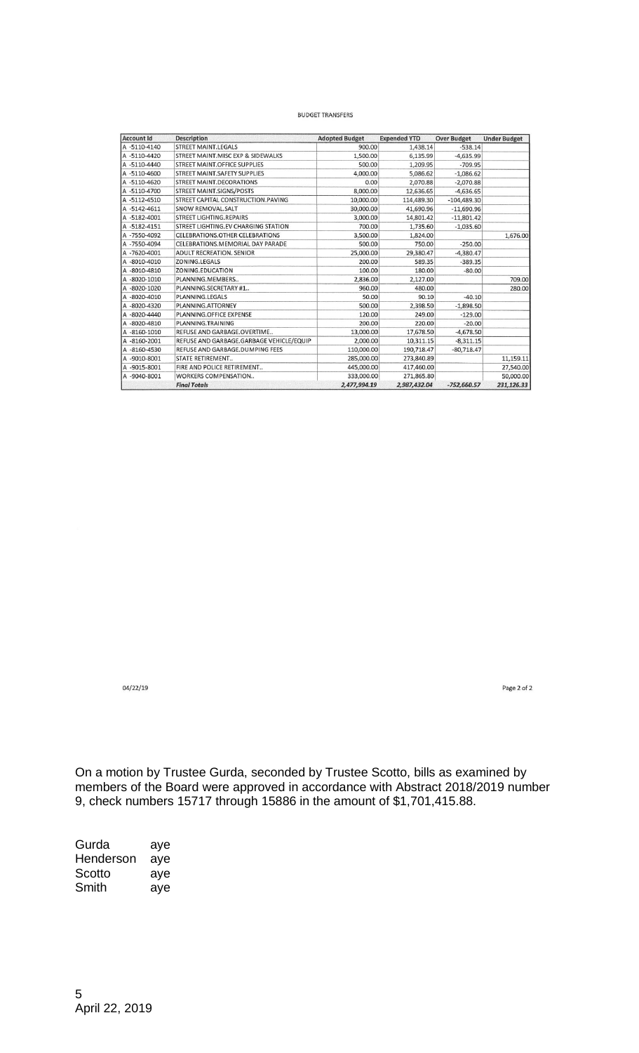BUDGET TRANSFERS

| Account Id | Description | Adopted Budget | Expended YTD | Over Budget | Under Budget |
|---|---|---|---|---|---|
| A -5110-4140 | STREET MAINT.LEGALS | 900.00 | 1,438.14 | -538.14 | |
| A -5110-4420 | STREET MAINT.MISC EXP & SIDEWALKS | 1,500.00 | 6,135.99 | -4,635.99 | |
| A -5110-4440 | STREET MAINT.OFFICE SUPPLIES | 500.00 | 1,209.95 | -709.95 | |
| A -5110-4600 | STREET MAINT.SAFETY SUPPLIES | 4,000.00 | 5,086.62 | -1,086.62 | |
| A -5110-4620 | STREET MAINT.DECORATIONS | 0.00 | 2,070.88 | -2,070.88 | |
| A -5110-4700 | STREET MAINT.SIGNS/POSTS | 8,000.00 | 12,636.65 | -4,636.65 | |
| A -5112-4510 | STREET CAPITAL CONSTRUCTION.PAVING | 10,000.00 | 114,489.30 | -104,489.30 | |
| A -5142-4611 | SNOW REMOVAL.SALT | 30,000.00 | 41,690.96 | -11,690.96 | |
| A -5182-4001 | STREET LIGHTING.REPAIRS | 3,000.00 | 14,801.42 | -11,801.42 | |
| A -5182-4151 | STREET LIGHTING.EV CHARGING STATION | 700.00 | 1,735.60 | -1,035.60 | |
| A -7550-4092 | CELEBRATIONS.OTHER CELEBRATIONS | 3,500.00 | 1,824.00 | | 1,676.00 |
| A -7550-4094 | CELEBRATIONS.MEMORIAL DAY PARADE | 500.00 | 750.00 | -250.00 | |
| A -7620-4001 | ADULT RECREATION. SENIOR | 25,000.00 | 29,380.47 | -4,380.47 | |
| A -8010-4010 | ZONING.LEGALS | 200.00 | 589.35 | -389.35 | |
| A -8010-4810 | ZONING.EDUCATION | 100.00 | 180.00 | -80.00 | |
| A -8020-1010 | PLANNING.MEMBERS.. | 2,836.00 | 2,127.00 | | 709.00 |
| A -8020-1020 | PLANNING.SECRETARY #1.. | 960.00 | 480.00 | | 280.00 |
| A -8020-4010 | PLANNING.LEGALS | 50.00 | 90.10 | -40.10 | |
| A -8020-4320 | PLANNING.ATTORNEY | 500.00 | 2,398.50 | -1,898.50 | |
| A -8020-4440 | PLANNING.OFFICE EXPENSE | 120.00 | 249.00 | -129.00 | |
| A -8020-4810 | PLANNING.TRAINING | 200.00 | 220.00 | -20.00 | |
| A -8160-1010 | REFUSE AND GARBAGE.OVERTIME.. | 13,000.00 | 17,678.50 | -4,678.50 | |
| A -8160-2001 | REFUSE AND GARBAGE.GARBAGE VEHICLE/EQUIP | 2,000.00 | 10,311.15 | -8,311.15 | |
| A -8160-4530 | REFUSE AND GARBAGE.DUMPING FEES | 110,000.00 | 190,718.47 | -80,718.47 | |
| A -9010-8001 | STATE RETIREMENT.. | 285,000.00 | 273,840.89 | | 11,159.11 |
| A -9015-8001 | FIRE AND POLICE RETIREMENT.. | 445,000.00 | 417,460.00 | | 27,540.00 |
| A -9040-8001 | WORKERS COMPENSATION.. | 333,000.00 | 271,865.80 | | 50,000.00 |
| | ***Final Totals*** | ***2,477,994.19*** | ***2,987,432.04*** | ***-752,660.57*** | ***231,126.33*** |

04/22/19

On a motion by Trustee Gurda, seconded by Trustee Scotto, bills as examined by members of the Board were approved in accordance with Abstract 2018/2019 number 9, check numbers 15717 through 15886 in the amount of $1,701,415.88.

| | |
|---|---|
| Gurda | aye |
| Henderson | aye |
| Scotto | aye |
| Smith | aye |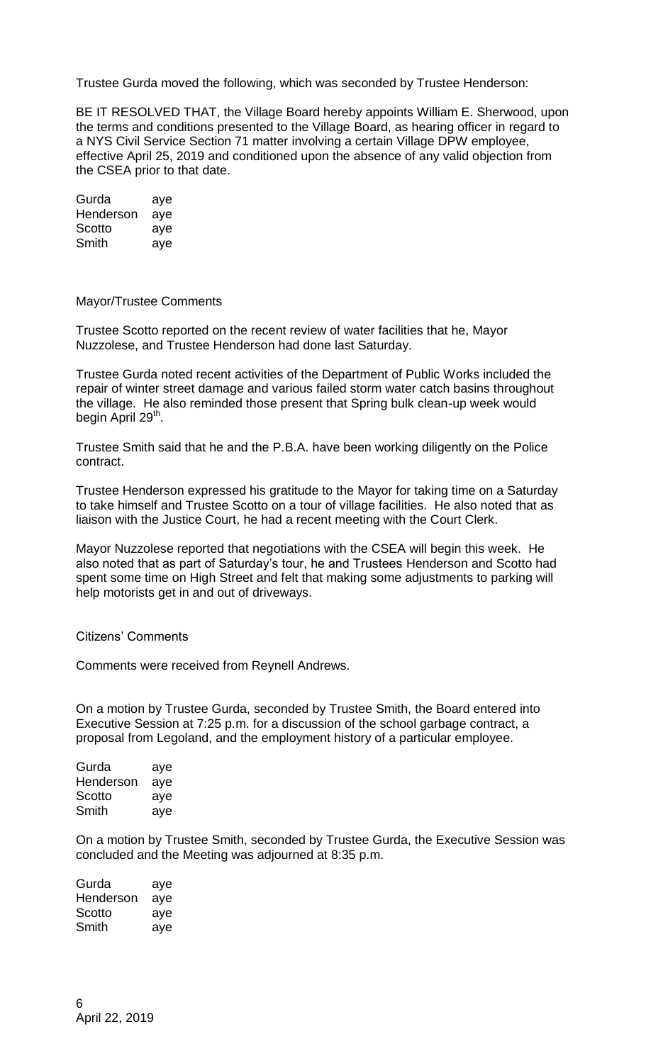Trustee Gurda moved the following, which was seconded by Trustee Henderson:

BE IT RESOLVED THAT, the Village Board hereby appoints William E. Sherwood, upon the terms and conditions presented to the Village Board, as hearing officer in regard to a NYS Civil Service Section 71 matter involving a certain Village DPW employee, effective April 25, 2019 and conditioned upon the absence of any valid objection from the CSEA prior to that date.

| | |
|---|---|
| Gurda | aye |
| Henderson | aye |
| Scotto | aye |
| Smith | aye |

Mayor/Trustee Comments

Trustee Scotto reported on the recent review of water facilities that he, Mayor Nuzzolese, and Trustee Henderson had done last Saturday.

Trustee Gurda noted recent activities of the Department of Public Works included the repair of winter street damage and various failed storm water catch basins throughout the village. He also reminded those present that Spring bulk clean-up week would begin April 29th.

Trustee Smith said that he and the P.B.A. have been working diligently on the Police contract.

Trustee Henderson expressed his gratitude to the Mayor for taking time on a Saturday to take himself and Trustee Scotto on a tour of village facilities. He also noted that as liaison with the Justice Court, he had a recent meeting with the Court Clerk.

Mayor Nuzzolese reported that negotiations with the CSEA will begin this week. He also noted that as part of Saturday's tour, he and Trustees Henderson and Scotto had spent some time on High Street and felt that making some adjustments to parking will help motorists get in and out of driveways.

Citizens' Comments

Comments were received from Reynell Andrews.

On a motion by Trustee Gurda, seconded by Trustee Smith, the Board entered into Executive Session at 7:25 p.m. for a discussion of the school garbage contract, a proposal from Legoland, and the employment history of a particular employee.

| | |
|---|---|
| Gurda | aye |
| Henderson | aye |
| Scotto | aye |
| Smith | aye |

On a motion by Trustee Smith, seconded by Trustee Gurda, the Executive Session was concluded and the Meeting was adjourned at 8:35 p.m.

| | |
|---|---|
| Gurda | aye |
| Henderson | aye |
| Scotto | aye |
| Smith | aye |

April 22, 2019